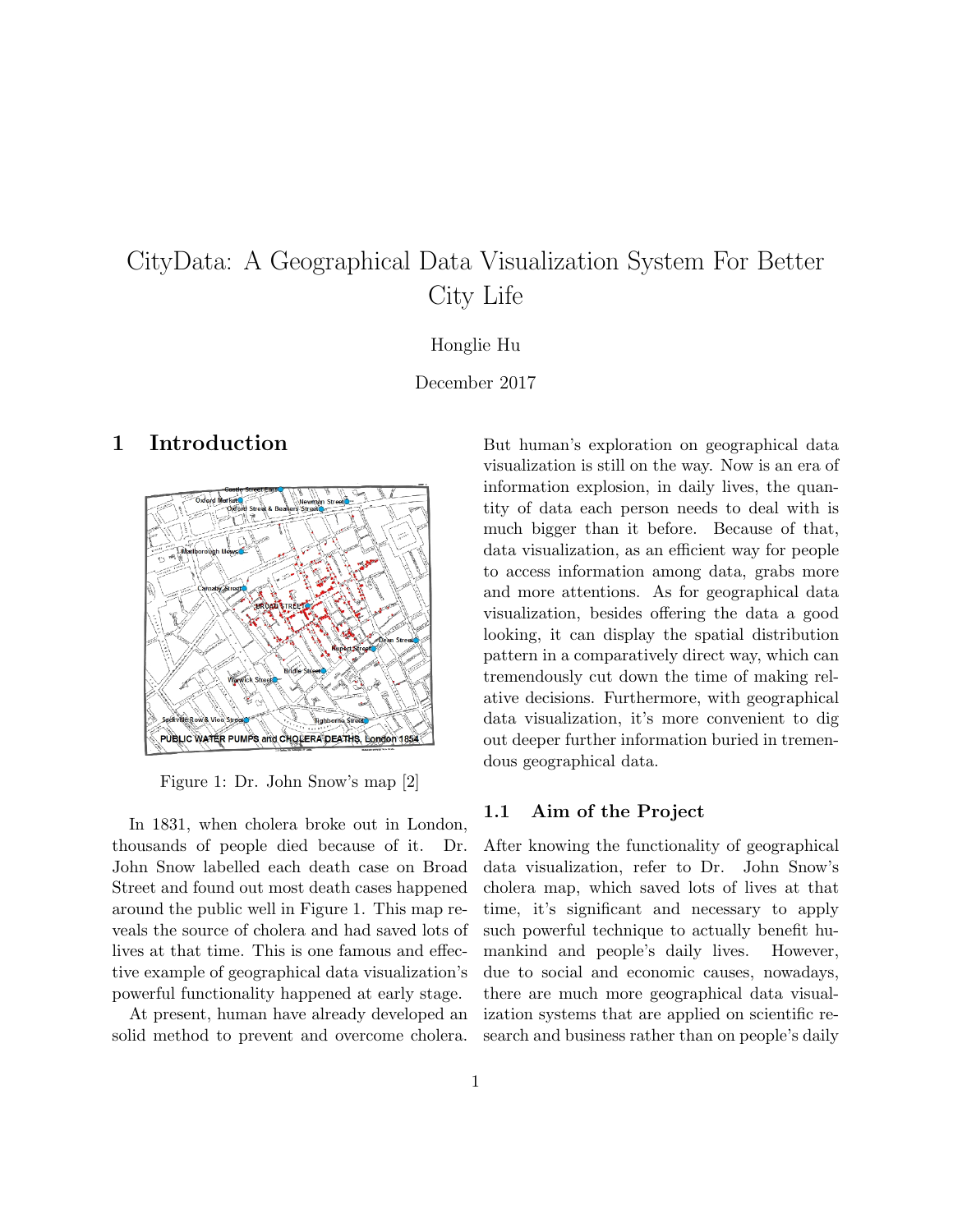# CityData: A Geographical Data Visualization System For Better City Life

Honglie Hu

December 2017

## 1 Introduction

Figure 1: Dr. John Snow's map [2]

In 1831, when cholera broke out in London, thousands of people died because of it. Dr. John Snow labelled each death case on Broad Street and found out most death cases happened around the public well in Figure 1. This map reveals the source of cholera and had saved lots of lives at that time. This is one famous and effective example of geographical data visualization's powerful functionality happened at early stage.

At present, human have already developed an solid method to prevent and overcome cholera. But human's exploration on geographical data visualization is still on the way. Now is an era of information explosion, in daily lives, the quantity of data each person needs to deal with is much bigger than it before. Because of that, data visualization, as an efficient way for people to access information among data, grabs more and more attentions. As for geographical data visualization, besides offering the data a good looking, it can display the spatial distribution pattern in a comparatively direct way, which can tremendously cut down the time of making relative decisions. Furthermore, with geographical data visualization, it's more convenient to dig out deeper further information buried in tremendous geographical data.

### 1.1 Aim of the Project

After knowing the functionality of geographical data visualization, refer to Dr. John Snow's cholera map, which saved lots of lives at that time, it's significant and necessary to apply such powerful technique to actually benefit humankind and people's daily lives. However, due to social and economic causes, nowadays, there are much more geographical data visualization systems that are applied on scientific research and business rather than on people's daily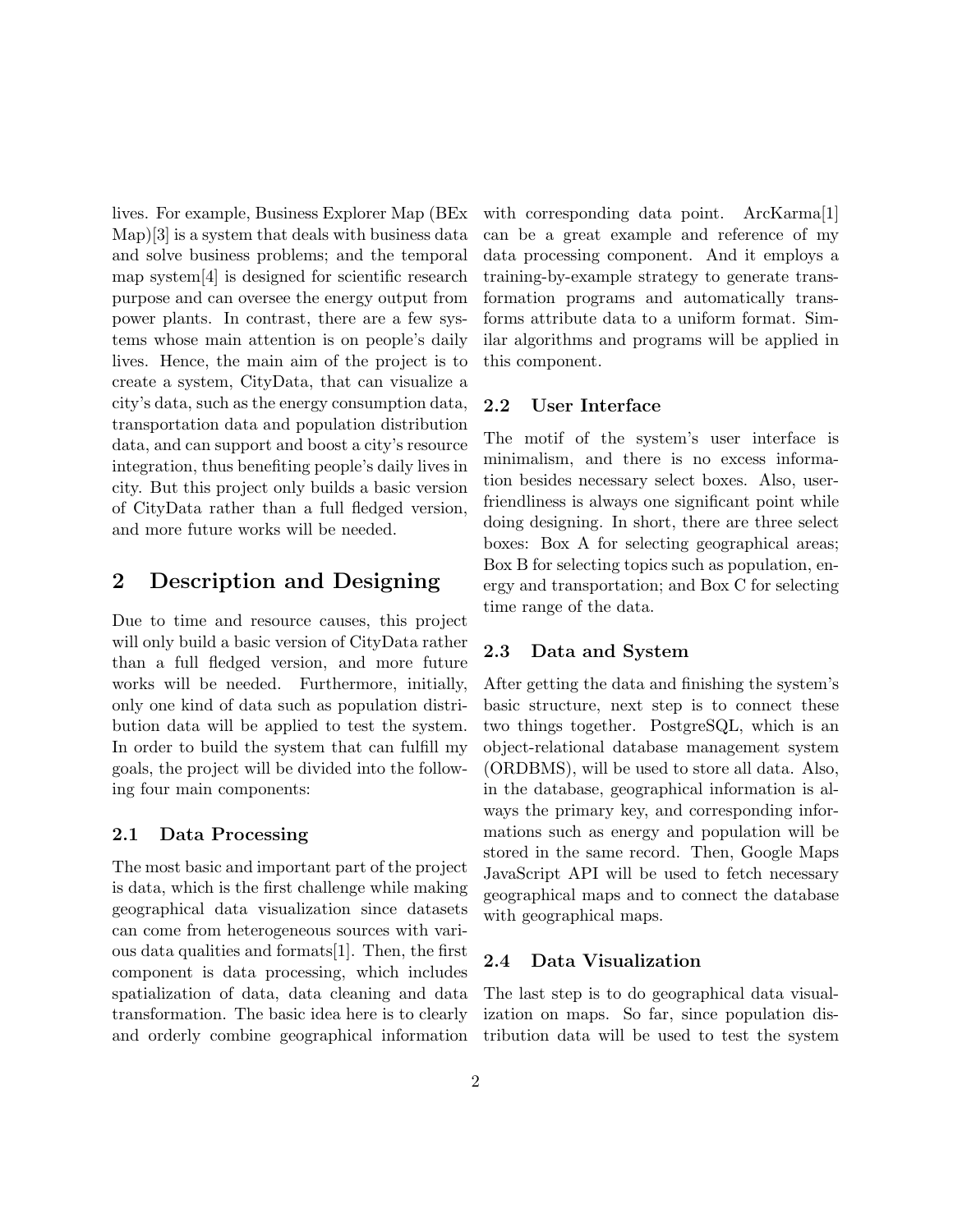lives. For example, Business Explorer Map (BEx Map)[3] is a system that deals with business data and solve business problems; and the temporal map system[4] is designed for scientific research purpose and can oversee the energy output from power plants. In contrast, there are a few systems whose main attention is on people's daily lives. Hence, the main aim of the project is to create a system, CityData, that can visualize a city's data, such as the energy consumption data, transportation data and population distribution data, and can support and boost a city's resource integration, thus benefiting people's daily lives in city. But this project only builds a basic version of CityData rather than a full fledged version, and more future works will be needed.

## 2 Description and Designing

Due to time and resource causes, this project will only build a basic version of CityData rather than a full fledged version, and more future works will be needed. Furthermore, initially, only one kind of data such as population distribution data will be applied to test the system. In order to build the system that can fulfill my goals, the project will be divided into the following four main components:

### 2.1 Data Processing

The most basic and important part of the project is data, which is the first challenge while making geographical data visualization since datasets can come from heterogeneous sources with various data qualities and formats[1]. Then, the first component is data processing, which includes spatialization of data, data cleaning and data transformation. The basic idea here is to clearly and orderly combine geographical information with corresponding data point. ArcKarma[1] can be a great example and reference of my data processing component. And it employs a training-by-example strategy to generate transformation programs and automatically transforms attribute data to a uniform format. Similar algorithms and programs will be applied in this component.

### 2.2 User Interface

The motif of the system's user interface is minimalism, and there is no excess information besides necessary select boxes. Also, user-friendliness is always one significant point while doing designing. In short, there are three select boxes: Box A for selecting geographical areas; Box B for selecting topics such as population, energy and transportation; and Box C for selecting time range of the data.

### 2.3 Data and System

After getting the data and finishing the system's basic structure, next step is to connect these two things together. PostgreSQL, which is an object-relational database management system (ORDBMS), will be used to store all data. Also, in the database, geographical information is always the primary key, and corresponding informations such as energy and population will be stored in the same record. Then, Google Maps JavaScript API will be used to fetch necessary geographical maps and to connect the database with geographical maps.

### 2.4 Data Visualization

The last step is to do geographical data visualization on maps. So far, since population distribution data will be used to test the system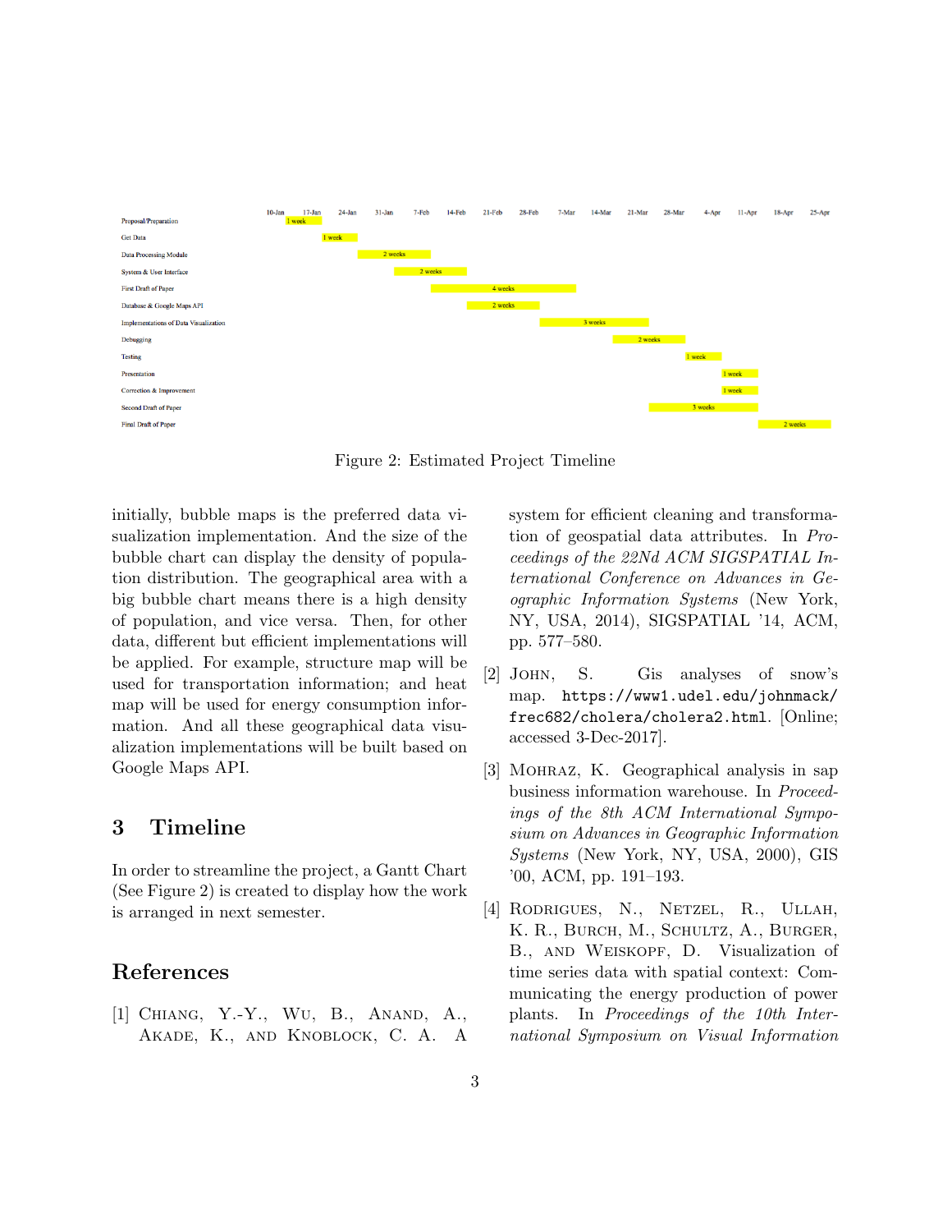| Task | Duration |
|---|---|
| Proposal/Preparation | 1 week |
| Get Data | 1 week |
| Data Processing Module | 2 weeks |
| System & User Interface | 2 weeks |
| First Draft of Paper | 4 weeks |
| Database & Google Maps API | 2 weeks |
| Implementations of Data Visualization | 3 weeks |
| Debugging | 2 weeks |
| Testing | 1 week |
| Presentation | 1 week |
| Correction & Improvement | 1 week |
| Second Draft of Paper | 3 weeks |
| Final Draft of Paper | 2 weeks |

Timeline axis: 10-Jan, 17-Jan, 24-Jan, 31-Jan, 7-Feb, 14-Feb, 21-Feb, 28-Feb, 7-Mar, 14-Mar, 21-Mar, 28-Mar, 4-Apr, 11-Apr, 18-Apr, 25-Apr

Figure 2: Estimated Project Timeline

initially, bubble maps is the preferred data visualization implementation. And the size of the bubble chart can display the density of population distribution. The geographical area with a big bubble chart means there is a high density of population, and vice versa. Then, for other data, different but efficient implementations will be applied. For example, structure map will be used for transportation information; and heat map will be used for energy consumption information. And all these geographical data visualization implementations will be built based on Google Maps API.

## 3 Timeline

In order to streamline the project, a Gantt Chart (See Figure 2) is created to display how the work is arranged in next semester.

## References

[1] Chiang, Y.-Y., Wu, B., Anand, A., Akade, K., and Knoblock, C. A. A system for efficient cleaning and transformation of geospatial data attributes. In *Proceedings of the 22Nd ACM SIGSPATIAL International Conference on Advances in Geographic Information Systems* (New York, NY, USA, 2014), SIGSPATIAL '14, ACM, pp. 577–580.

[2] John, S. Gis analyses of snow's map. `https://www1.udel.edu/johnmack/frec682/cholera/cholera2.html`. [Online; accessed 3-Dec-2017].

[3] Mohraz, K. Geographical analysis in sap business information warehouse. In *Proceedings of the 8th ACM International Symposium on Advances in Geographic Information Systems* (New York, NY, USA, 2000), GIS '00, ACM, pp. 191–193.

[4] Rodrigues, N., Netzel, R., Ullah, K. R., Burch, M., Schultz, A., Burger, B., and Weiskopf, D. Visualization of time series data with spatial context: Communicating the energy production of power plants. In *Proceedings of the 10th International Symposium on Visual Information*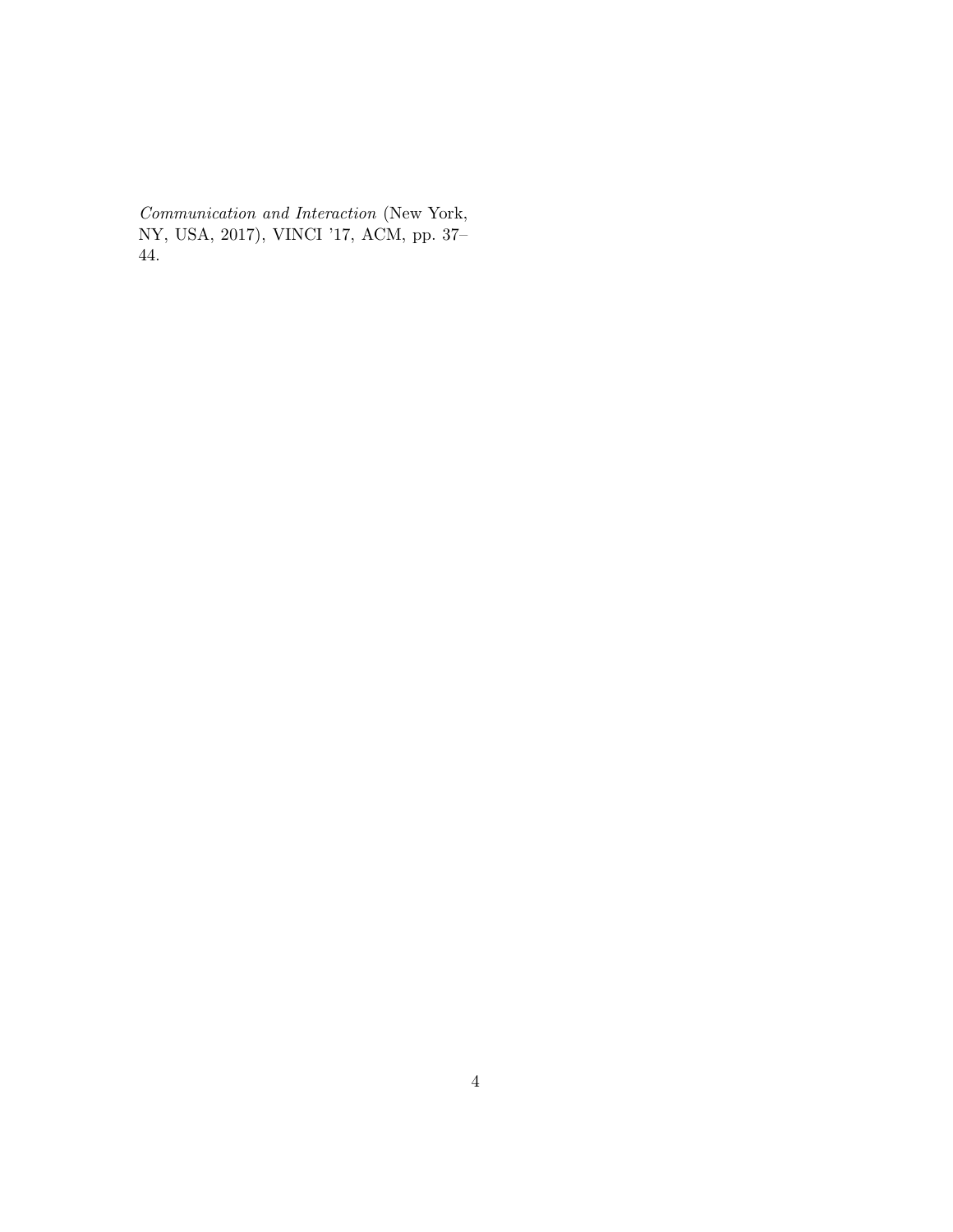*Communication and Interaction* (New York, NY, USA, 2017), VINCI '17, ACM, pp. 37–44.